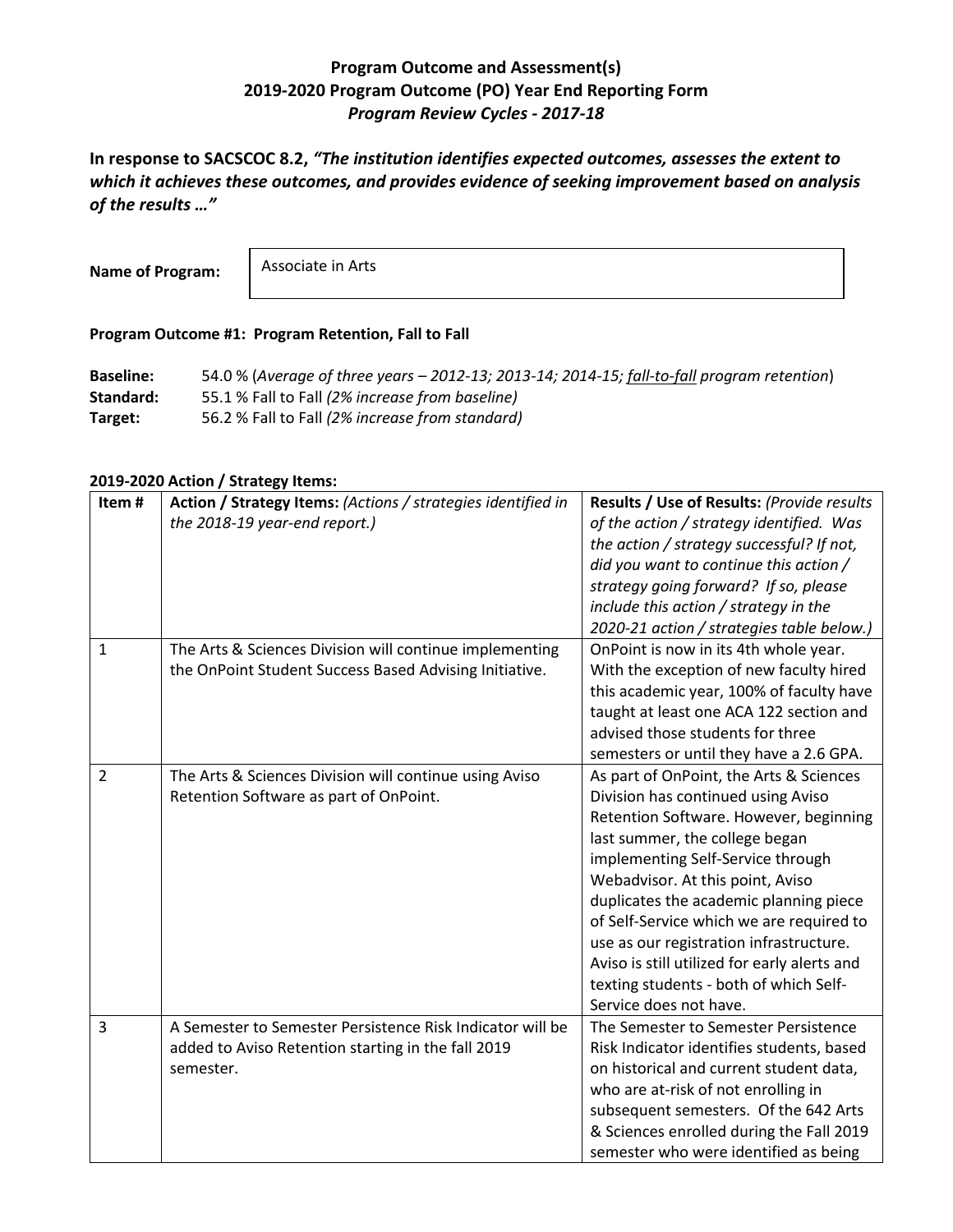# Program Outcome and Assessment(s)
## 2019-2020 Program Outcome (PO) Year End Reporting Form
### *Program Review Cycles - 2017-18*

**In response to SACSCOC 8.2, *"The institution identifies expected outcomes, assesses the extent to which it achieves these outcomes, and provides evidence of seeking improvement based on analysis of the results …"***

**Name of Program:** Associate in Arts

**Program Outcome #1: Program Retention, Fall to Fall**

**Baseline:** 54.0 % (*Average of three years – 2012-13; 2013-14; 2014-15; fall-to-fall program retention*)
**Standard:** 55.1 % Fall to Fall *(2% increase from baseline)*
**Target:** 56.2 % Fall to Fall *(2% increase from standard)*

**2019-2020 Action / Strategy Items:**

| Item # | Action / Strategy Items: *(Actions / strategies identified in the 2018-19 year-end report.)* | Results / Use of Results: *(Provide results of the action / strategy identified. Was the action / strategy successful? If not, did you want to continue this action / strategy going forward? If so, please include this action / strategy in the 2020-21 action / strategies table below.)* |
|---|---|---|
| 1 | The Arts & Sciences Division will continue implementing the OnPoint Student Success Based Advising Initiative. | OnPoint is now in its 4th whole year. With the exception of new faculty hired this academic year, 100% of faculty have taught at least one ACA 122 section and advised those students for three semesters or until they have a 2.6 GPA. |
| 2 | The Arts & Sciences Division will continue using Aviso Retention Software as part of OnPoint. | As part of OnPoint, the Arts & Sciences Division has continued using Aviso Retention Software. However, beginning last summer, the college began implementing Self-Service through Webadvisor. At this point, Aviso duplicates the academic planning piece of Self-Service which we are required to use as our registration infrastructure. Aviso is still utilized for early alerts and texting students - both of which Self-Service does not have. |
| 3 | A Semester to Semester Persistence Risk Indicator will be added to Aviso Retention starting in the fall 2019 semester. | The Semester to Semester Persistence Risk Indicator identifies students, based on historical and current student data, who are at-risk of not enrolling in subsequent semesters. Of the 642 Arts & Sciences enrolled during the Fall 2019 semester who were identified as being |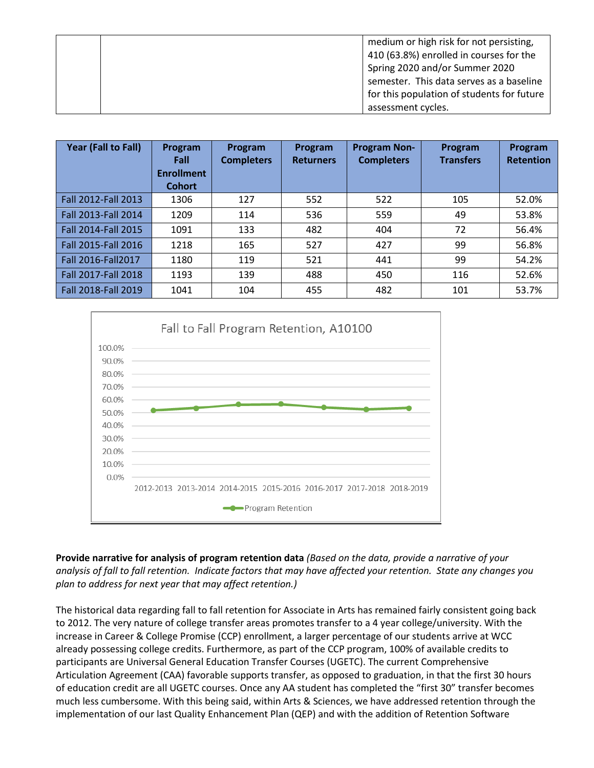| | | medium or high risk for not persisting, 410 (63.8%) enrolled in courses for the Spring 2020 and/or Summer 2020 semester. This data serves as a baseline for this population of students for future assessment cycles. |
|---|---|---|

| Year (Fall to Fall) | Program Fall Enrollment Cohort | Program Completers | Program Returners | Program Non-Completers | Program Transfers | Program Retention |
|---|---|---|---|---|---|---|
| Fall 2012-Fall 2013 | 1306 | 127 | 552 | 522 | 105 | 52.0% |
| Fall 2013-Fall 2014 | 1209 | 114 | 536 | 559 | 49 | 53.8% |
| Fall 2014-Fall 2015 | 1091 | 133 | 482 | 404 | 72 | 56.4% |
| Fall 2015-Fall 2016 | 1218 | 165 | 527 | 427 | 99 | 56.8% |
| Fall 2016-Fall2017 | 1180 | 119 | 521 | 441 | 99 | 54.2% |
| Fall 2017-Fall 2018 | 1193 | 139 | 488 | 450 | 116 | 52.6% |
| Fall 2018-Fall 2019 | 1041 | 104 | 455 | 482 | 101 | 53.7% |

Fall to Fall Program Retention, A10100

| Year | Program Retention |
|---|---|
| 2012-2013 | 52.0% |
| 2013-2014 | 53.8% |
| 2014-2015 | 56.4% |
| 2015-2016 | 56.8% |
| 2016-2017 | 54.2% |
| 2017-2018 | 52.6% |
| 2018-2019 | 53.7% |

**Provide narrative for analysis of program retention data** *(Based on the data, provide a narrative of your analysis of fall to fall retention. Indicate factors that may have affected your retention. State any changes you plan to address for next year that may affect retention.)*

The historical data regarding fall to fall retention for Associate in Arts has remained fairly consistent going back to 2012. The very nature of college transfer areas promotes transfer to a 4 year college/university. With the increase in Career & College Promise (CCP) enrollment, a larger percentage of our students arrive at WCC already possessing college credits. Furthermore, as part of the CCP program, 100% of available credits to participants are Universal General Education Transfer Courses (UGETC). The current Comprehensive Articulation Agreement (CAA) favorable supports transfer, as opposed to graduation, in that the first 30 hours of education credit are all UGETC courses. Once any AA student has completed the "first 30" transfer becomes much less cumbersome. With this being said, within Arts & Sciences, we have addressed retention through the implementation of our last Quality Enhancement Plan (QEP) and with the addition of Retention Software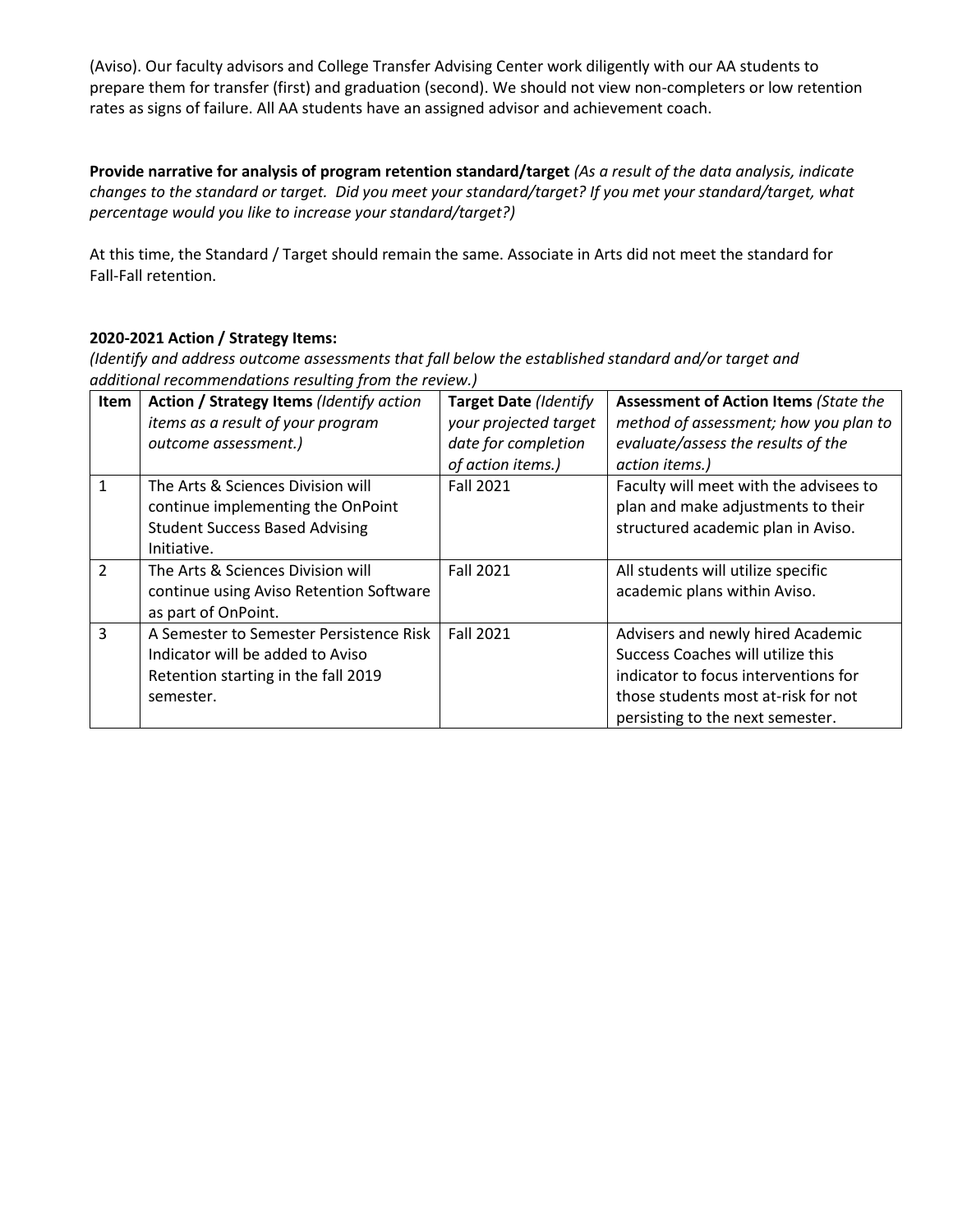(Aviso). Our faculty advisors and College Transfer Advising Center work diligently with our AA students to prepare them for transfer (first) and graduation (second). We should not view non-completers or low retention rates as signs of failure. All AA students have an assigned advisor and achievement coach.

**Provide narrative for analysis of program retention standard/target** *(As a result of the data analysis, indicate changes to the standard or target. Did you meet your standard/target? If you met your standard/target, what percentage would you like to increase your standard/target?)*

At this time, the Standard / Target should remain the same. Associate in Arts did not meet the standard for Fall-Fall retention.

**2020-2021 Action / Strategy Items:**

*(Identify and address outcome assessments that fall below the established standard and/or target and additional recommendations resulting from the review.)*

| Item | **Action / Strategy Items** *(Identify action items as a result of your program outcome assessment.)* | **Target Date** *(Identify your projected target date for completion of action items.)* | **Assessment of Action Items** *(State the method of assessment; how you plan to evaluate/assess the results of the action items.)* |
|---|---|---|---|
| 1 | The Arts & Sciences Division will continue implementing the OnPoint Student Success Based Advising Initiative. | Fall 2021 | Faculty will meet with the advisees to plan and make adjustments to their structured academic plan in Aviso. |
| 2 | The Arts & Sciences Division will continue using Aviso Retention Software as part of OnPoint. | Fall 2021 | All students will utilize specific academic plans within Aviso. |
| 3 | A Semester to Semester Persistence Risk Indicator will be added to Aviso Retention starting in the fall 2019 semester. | Fall 2021 | Advisers and newly hired Academic Success Coaches will utilize this indicator to focus interventions for those students most at-risk for not persisting to the next semester. |